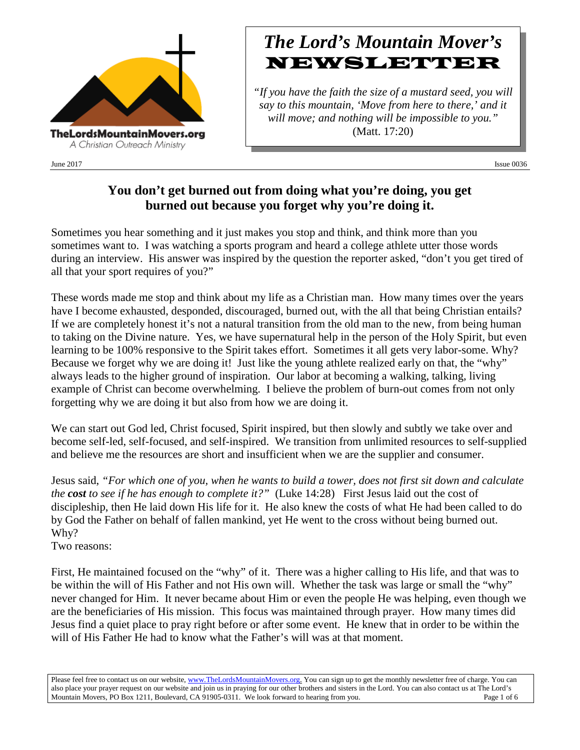TheLordsMountainMovers.org
A Christian Outreach Ministry

# *The Lord's Mountain Mover's* NEWSLETTER

*"If you have the faith the size of a mustard seed, you will say to this mountain, 'Move from here to there,' and it will move; and nothing will be impossible to you."* (Matt. 17:20)

June 2017 Issue 0036

## You don't get burned out from doing what you're doing, you get burned out because you forget why you're doing it.

Sometimes you hear something and it just makes you stop and think, and think more than you sometimes want to. I was watching a sports program and heard a college athlete utter those words during an interview. His answer was inspired by the question the reporter asked, "don't you get tired of all that your sport requires of you?"

These words made me stop and think about my life as a Christian man. How many times over the years have I become exhausted, desponded, discouraged, burned out, with the all that being Christian entails? If we are completely honest it's not a natural transition from the old man to the new, from being human to taking on the Divine nature. Yes, we have supernatural help in the person of the Holy Spirit, but even learning to be 100% responsive to the Spirit takes effort. Sometimes it all gets very labor-some. Why? Because we forget why we are doing it! Just like the young athlete realized early on that, the "why" always leads to the higher ground of inspiration. Our labor at becoming a walking, talking, living example of Christ can become overwhelming. I believe the problem of burn-out comes from not only forgetting why we are doing it but also from how we are doing it.

We can start out God led, Christ focused, Spirit inspired, but then slowly and subtly we take over and become self-led, self-focused, and self-inspired. We transition from unlimited resources to self-supplied and believe me the resources are short and insufficient when we are the supplier and consumer.

Jesus said, *"For which one of you, when he wants to build a tower, does not first sit down and calculate the **cost** to see if he has enough to complete it?"* (Luke 14:28) First Jesus laid out the cost of discipleship, then He laid down His life for it. He also knew the costs of what He had been called to do by God the Father on behalf of fallen mankind, yet He went to the cross without being burned out. Why?
Two reasons:

First, He maintained focused on the "why" of it. There was a higher calling to His life, and that was to be within the will of His Father and not His own will. Whether the task was large or small the "why" never changed for Him. It never became about Him or even the people He was helping, even though we are the beneficiaries of His mission. This focus was maintained through prayer. How many times did Jesus find a quiet place to pray right before or after some event. He knew that in order to be within the will of His Father He had to know what the Father's will was at that moment.

Please feel free to contact us on our website, www.TheLordsMountainMovers.org. You can sign up to get the monthly newsletter free of charge. You can also place your prayer request on our website and join us in praying for our other brothers and sisters in the Lord. You can also contact us at The Lord's Mountain Movers, PO Box 1211, Boulevard, CA 91905-0311. We look forward to hearing from you.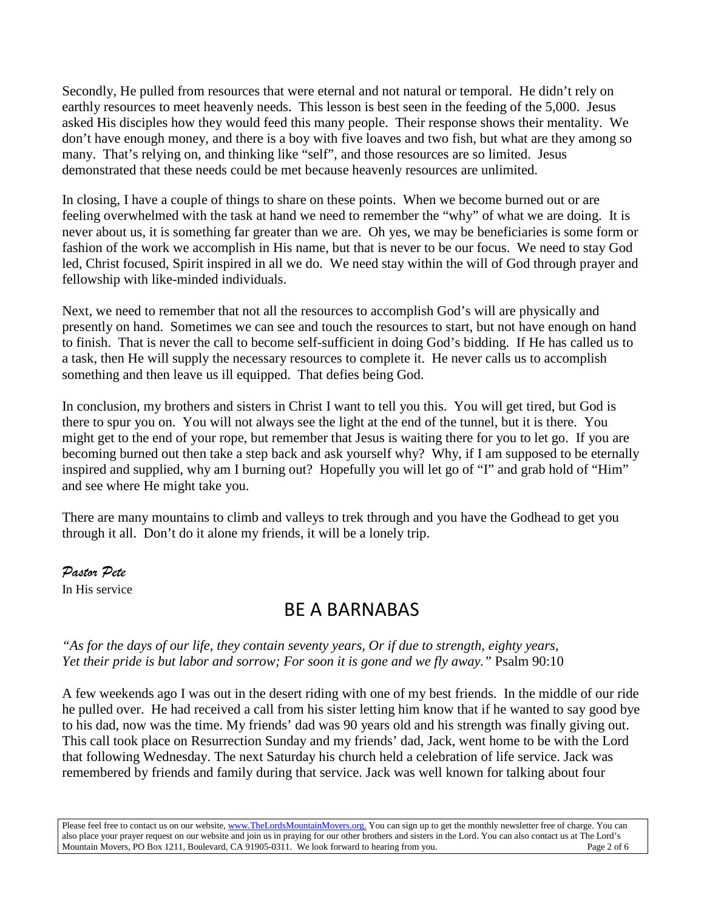Secondly, He pulled from resources that were eternal and not natural or temporal. He didn't rely on earthly resources to meet heavenly needs. This lesson is best seen in the feeding of the 5,000. Jesus asked His disciples how they would feed this many people. Their response shows their mentality. We don't have enough money, and there is a boy with five loaves and two fish, but what are they among so many. That's relying on, and thinking like "self", and those resources are so limited. Jesus demonstrated that these needs could be met because heavenly resources are unlimited.

In closing, I have a couple of things to share on these points. When we become burned out or are feeling overwhelmed with the task at hand we need to remember the "why" of what we are doing. It is never about us, it is something far greater than we are. Oh yes, we may be beneficiaries is some form or fashion of the work we accomplish in His name, but that is never to be our focus. We need to stay God led, Christ focused, Spirit inspired in all we do. We need stay within the will of God through prayer and fellowship with like-minded individuals.

Next, we need to remember that not all the resources to accomplish God's will are physically and presently on hand. Sometimes we can see and touch the resources to start, but not have enough on hand to finish. That is never the call to become self-sufficient in doing God's bidding. If He has called us to a task, then He will supply the necessary resources to complete it. He never calls us to accomplish something and then leave us ill equipped. That defies being God.

In conclusion, my brothers and sisters in Christ I want to tell you this. You will get tired, but God is there to spur you on. You will not always see the light at the end of the tunnel, but it is there. You might get to the end of your rope, but remember that Jesus is waiting there for you to let go. If you are becoming burned out then take a step back and ask yourself why? Why, if I am supposed to be eternally inspired and supplied, why am I burning out? Hopefully you will let go of "I" and grab hold of "Him" and see where He might take you.

There are many mountains to climb and valleys to trek through and you have the Godhead to get you through it all. Don't do it alone my friends, it will be a lonely trip.

*Pastor Pete*
In His service

## BE A BARNABAS

*"As for the days of our life, they contain seventy years, Or if due to strength, eighty years, Yet their pride is but labor and sorrow; For soon it is gone and we fly away."* Psalm 90:10

A few weekends ago I was out in the desert riding with one of my best friends. In the middle of our ride he pulled over. He had received a call from his sister letting him know that if he wanted to say good bye to his dad, now was the time. My friends' dad was 90 years old and his strength was finally giving out. This call took place on Resurrection Sunday and my friends' dad, Jack, went home to be with the Lord that following Wednesday. The next Saturday his church held a celebration of life service. Jack was remembered by friends and family during that service. Jack was well known for talking about four

Please feel free to contact us on our website, www.TheLordsMountainMovers.org. You can sign up to get the monthly newsletter free of charge. You can also place your prayer request on our website and join us in praying for our other brothers and sisters in the Lord. You can also contact us at The Lord's Mountain Movers, PO Box 1211, Boulevard, CA 91905-0311. We look forward to hearing from you.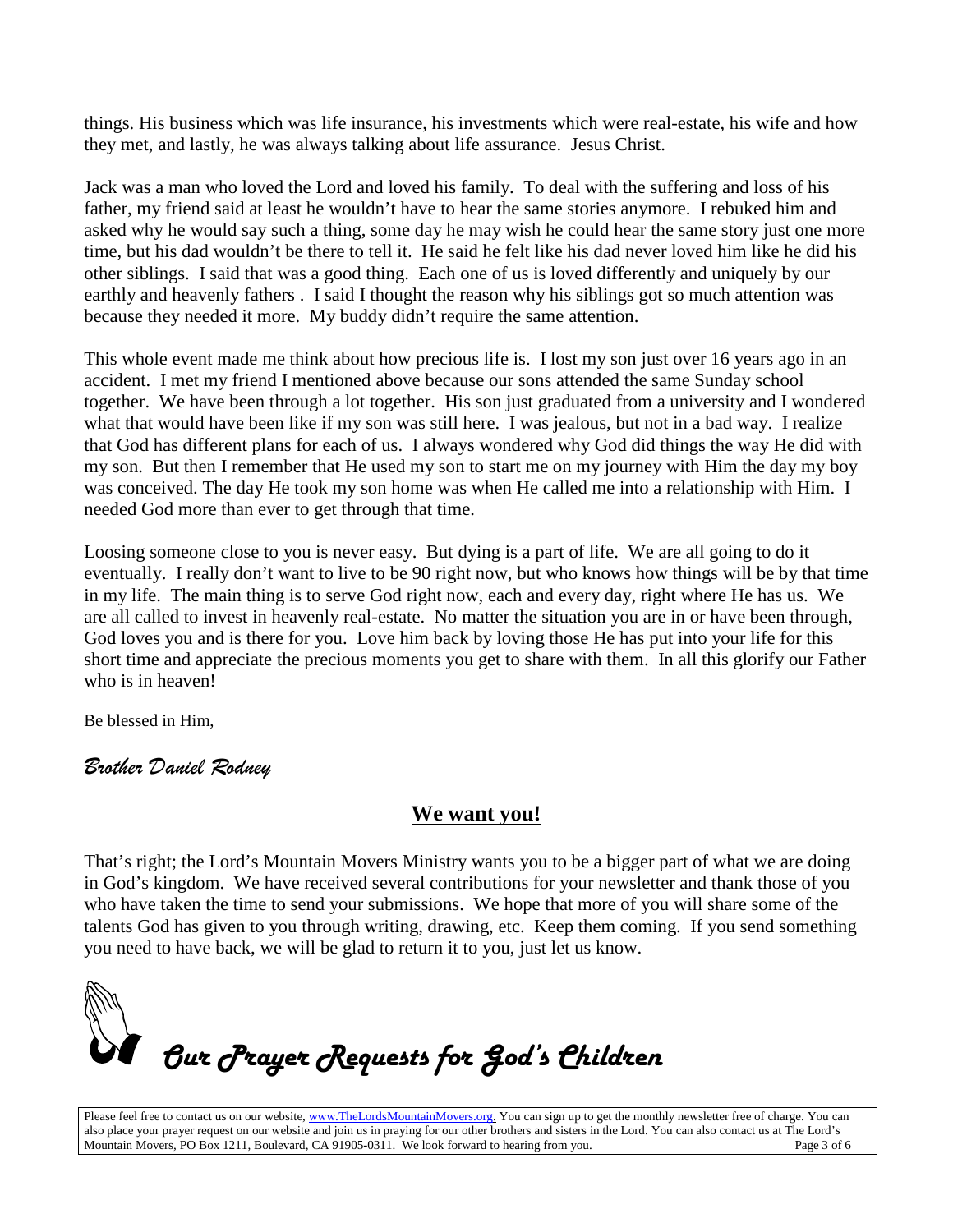things. His business which was life insurance, his investments which were real-estate, his wife and how they met, and lastly, he was always talking about life assurance. Jesus Christ.

Jack was a man who loved the Lord and loved his family. To deal with the suffering and loss of his father, my friend said at least he wouldn't have to hear the same stories anymore. I rebuked him and asked why he would say such a thing, some day he may wish he could hear the same story just one more time, but his dad wouldn't be there to tell it. He said he felt like his dad never loved him like he did his other siblings. I said that was a good thing. Each one of us is loved differently and uniquely by our earthly and heavenly fathers . I said I thought the reason why his siblings got so much attention was because they needed it more. My buddy didn't require the same attention.

This whole event made me think about how precious life is. I lost my son just over 16 years ago in an accident. I met my friend I mentioned above because our sons attended the same Sunday school together. We have been through a lot together. His son just graduated from a university and I wondered what that would have been like if my son was still here. I was jealous, but not in a bad way. I realize that God has different plans for each of us. I always wondered why God did things the way He did with my son. But then I remember that He used my son to start me on my journey with Him the day my boy was conceived. The day He took my son home was when He called me into a relationship with Him. I needed God more than ever to get through that time.

Loosing someone close to you is never easy. But dying is a part of life. We are all going to do it eventually. I really don't want to live to be 90 right now, but who knows how things will be by that time in my life. The main thing is to serve God right now, each and every day, right where He has us. We are all called to invest in heavenly real-estate. No matter the situation you are in or have been through, God loves you and is there for you. Love him back by loving those He has put into your life for this short time and appreciate the precious moments you get to share with them. In all this glorify our Father who is in heaven!

Be blessed in Him,

*Brother Daniel Rodney*

## **We want you!**

That's right; the Lord's Mountain Movers Ministry wants you to be a bigger part of what we are doing in God's kingdom. We have received several contributions for your newsletter and thank those of you who have taken the time to send your submissions. We hope that more of you will share some of the talents God has given to you through writing, drawing, etc. Keep them coming. If you send something you need to have back, we will be glad to return it to you, just let us know.

## *Our Prayer Requests for God's Children*

Please feel free to contact us on our website, www.TheLordsMountainMovers.org. You can sign up to get the monthly newsletter free of charge. You can also place your prayer request on our website and join us in praying for our other brothers and sisters in the Lord. You can also contact us at The Lord's Mountain Movers, PO Box 1211, Boulevard, CA 91905-0311. We look forward to hearing from you.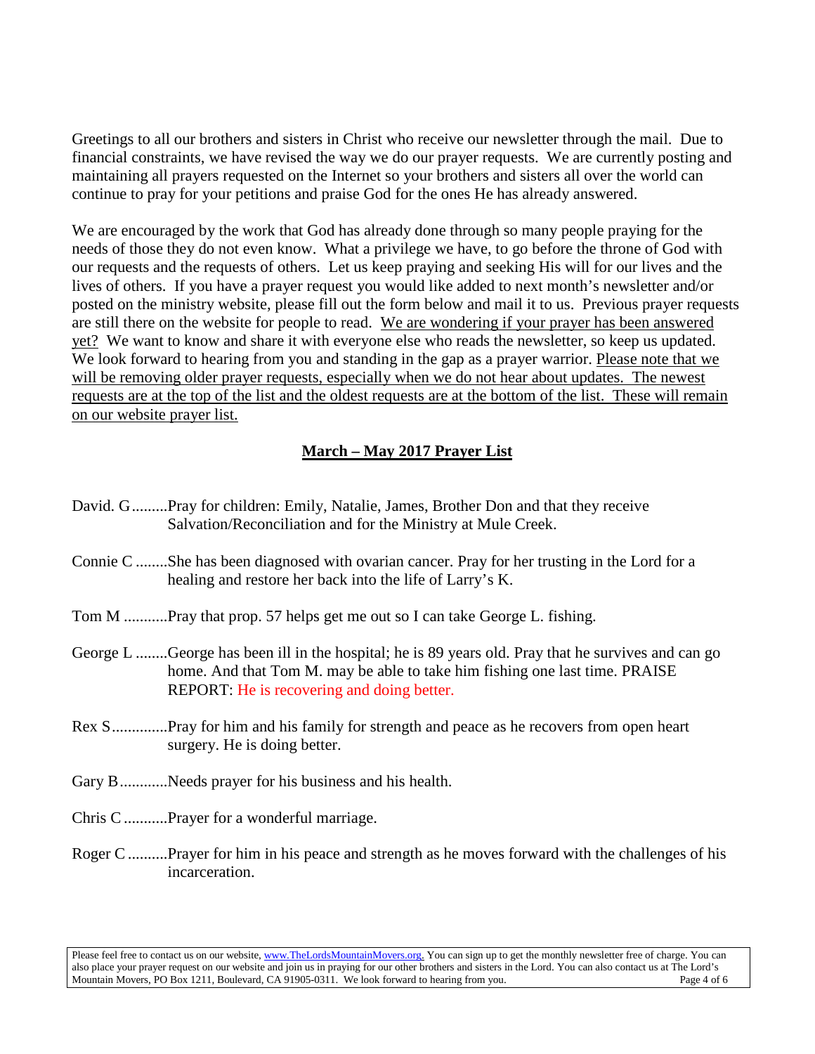Greetings to all our brothers and sisters in Christ who receive our newsletter through the mail. Due to financial constraints, we have revised the way we do our prayer requests. We are currently posting and maintaining all prayers requested on the Internet so your brothers and sisters all over the world can continue to pray for your petitions and praise God for the ones He has already answered.

We are encouraged by the work that God has already done through so many people praying for the needs of those they do not even know. What a privilege we have, to go before the throne of God with our requests and the requests of others. Let us keep praying and seeking His will for our lives and the lives of others. If you have a prayer request you would like added to next month's newsletter and/or posted on the ministry website, please fill out the form below and mail it to us. Previous prayer requests are still there on the website for people to read. <u>We are wondering if your prayer has been answered yet?</u> We want to know and share it with everyone else who reads the newsletter, so keep us updated. We look forward to hearing from you and standing in the gap as a prayer warrior. <u>Please note that we will be removing older prayer requests, especially when we do not hear about updates. The newest requests are at the top of the list and the oldest requests are at the bottom of the list. These will remain on our website prayer list.</u>

## March – May 2017 Prayer List

David. G.........Pray for children: Emily, Natalie, James, Brother Don and that they receive Salvation/Reconciliation and for the Ministry at Mule Creek.

Connie C ........She has been diagnosed with ovarian cancer. Pray for her trusting in the Lord for a healing and restore her back into the life of Larry's K.

Tom M ...........Pray that prop. 57 helps get me out so I can take George L. fishing.

George L ........George has been ill in the hospital; he is 89 years old. Pray that he survives and can go home. And that Tom M. may be able to take him fishing one last time. PRAISE REPORT: He is recovering and doing better.

Rex S..............Pray for him and his family for strength and peace as he recovers from open heart surgery. He is doing better.

Gary B............Needs prayer for his business and his health.

Chris C ...........Prayer for a wonderful marriage.

Roger C ..........Prayer for him in his peace and strength as he moves forward with the challenges of his incarceration.

Please feel free to contact us on our website, www.TheLordsMountainMovers.org. You can sign up to get the monthly newsletter free of charge. You can also place your prayer request on our website and join us in praying for our other brothers and sisters in the Lord. You can also contact us at The Lord's Mountain Movers, PO Box 1211, Boulevard, CA 91905-0311. We look forward to hearing from you.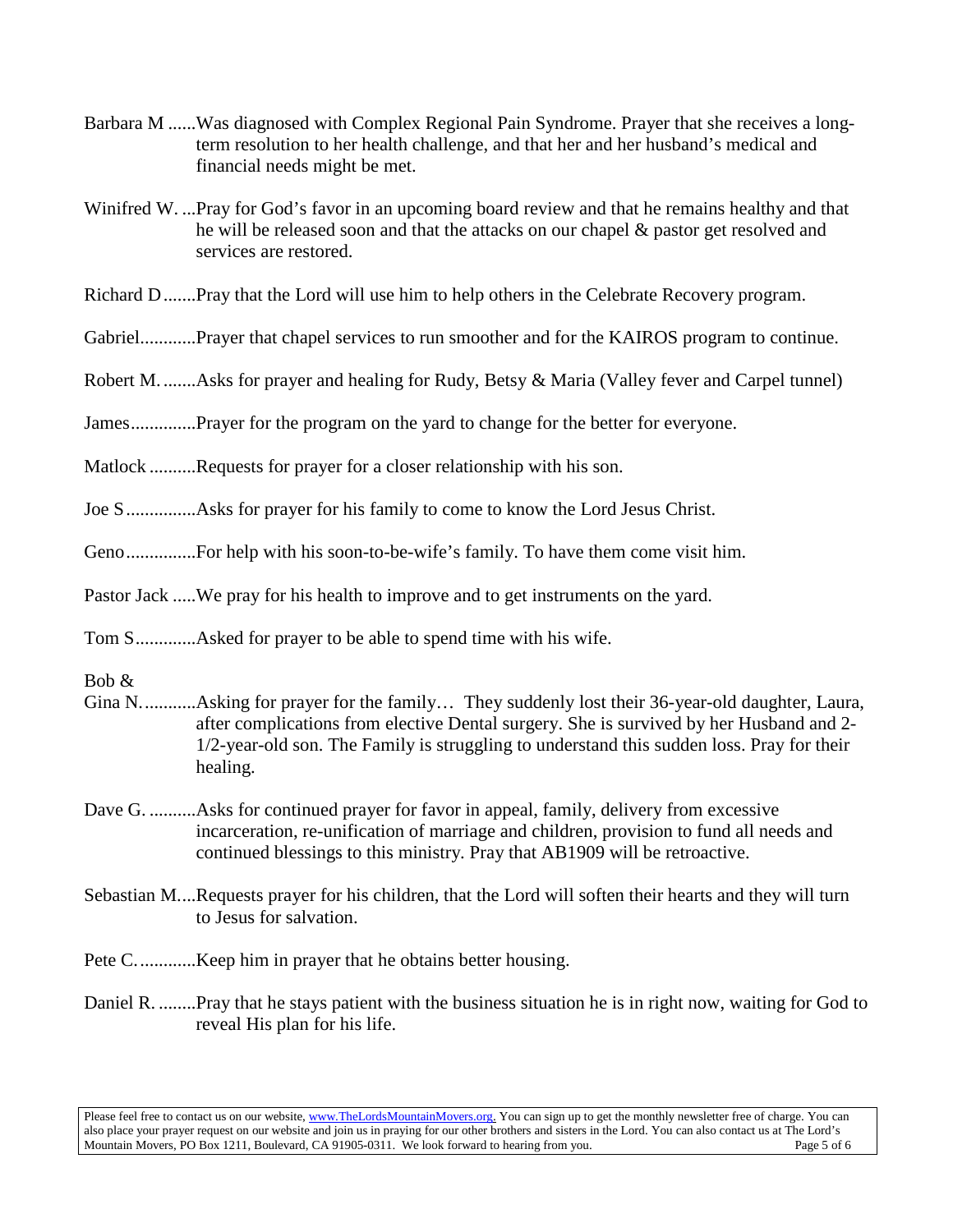Barbara M ......Was diagnosed with Complex Regional Pain Syndrome. Prayer that she receives a long-term resolution to her health challenge, and that her and her husband's medical and financial needs might be met.

Winifred W. ...Pray for God's favor in an upcoming board review and that he remains healthy and that he will be released soon and that the attacks on our chapel & pastor get resolved and services are restored.

Richard D .......Pray that the Lord will use him to help others in the Celebrate Recovery program.

Gabriel............Prayer that chapel services to run smoother and for the KAIROS program to continue.

Robert M. .......Asks for prayer and healing for Rudy, Betsy & Maria (Valley fever and Carpel tunnel)

James.............Prayer for the program on the yard to change for the better for everyone.

Matlock ..........Requests for prayer for a closer relationship with his son.

Joe S ...............Asks for prayer for his family to come to know the Lord Jesus Christ.

Geno...............For help with his soon-to-be-wife's family. To have them come visit him.

Pastor Jack .....We pray for his health to improve and to get instruments on the yard.

Tom S.............Asked for prayer to be able to spend time with his wife.

Bob & Gina N. ...........Asking for prayer for the family… They suddenly lost their 36-year-old daughter, Laura, after complications from elective Dental surgery. She is survived by her Husband and 2-1/2-year-old son. The Family is struggling to understand this sudden loss. Pray for their healing.

Dave G. ..........Asks for continued prayer for favor in appeal, family, delivery from excessive incarceration, re-unification of marriage and children, provision to fund all needs and continued blessings to this ministry. Pray that AB1909 will be retroactive.

Sebastian M....Requests prayer for his children, that the Lord will soften their hearts and they will turn to Jesus for salvation.

Pete C. ...........Keep him in prayer that he obtains better housing.

Daniel R. ........Pray that he stays patient with the business situation he is in right now, waiting for God to reveal His plan for his life.

Please feel free to contact us on our website, www.TheLordsMountainMovers.org. You can sign up to get the monthly newsletter free of charge. You can also place your prayer request on our website and join us in praying for our other brothers and sisters in the Lord. You can also contact us at The Lord's Mountain Movers, PO Box 1211, Boulevard, CA 91905-0311. We look forward to hearing from you.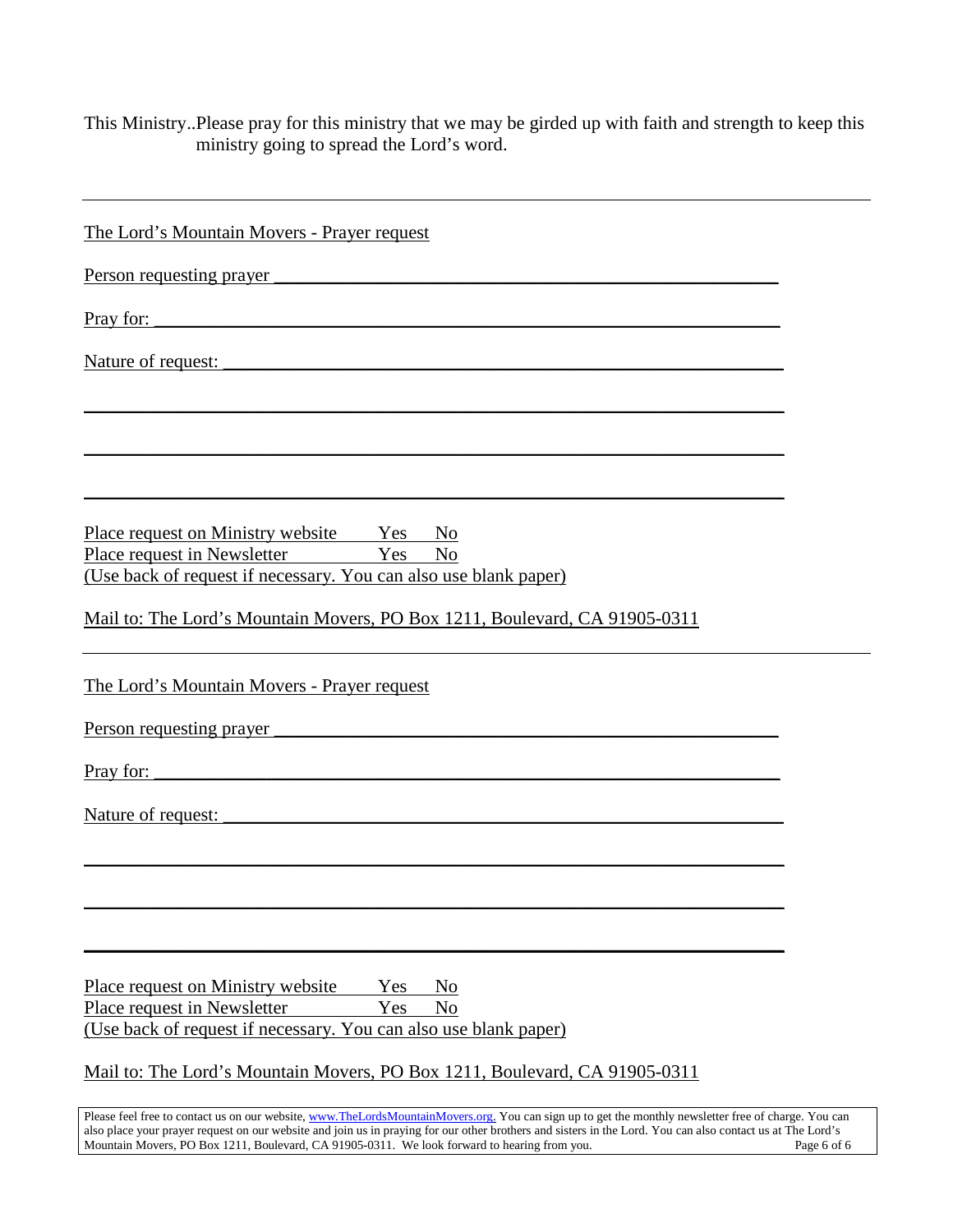This Ministry..Please pray for this ministry that we may be girded up with faith and strength to keep this ministry going to spread the Lord's word.

---

The Lord's Mountain Movers - Prayer request

Person requesting prayer ______________________________________________

Pray for: ______________________________________________

Nature of request: ______________________________________________

______________________________________________

______________________________________________

______________________________________________

Place request on Ministry website Yes No
Place request in Newsletter Yes No
(Use back of request if necessary. You can also use blank paper)

Mail to: The Lord's Mountain Movers, PO Box 1211, Boulevard, CA 91905-0311

---

The Lord's Mountain Movers - Prayer request

Person requesting prayer ______________________________________________

Pray for: ______________________________________________

Nature of request: ______________________________________________

______________________________________________

______________________________________________

______________________________________________

Place request on Ministry website Yes No
Place request in Newsletter Yes No
(Use back of request if necessary. You can also use blank paper)

Mail to: The Lord's Mountain Movers, PO Box 1211, Boulevard, CA 91905-0311

Please feel free to contact us on our website, www.TheLordsMountainMovers.org. You can sign up to get the monthly newsletter free of charge. You can also place your prayer request on our website and join us in praying for our other brothers and sisters in the Lord. You can also contact us at The Lord's Mountain Movers, PO Box 1211, Boulevard, CA 91905-0311. We look forward to hearing from you.